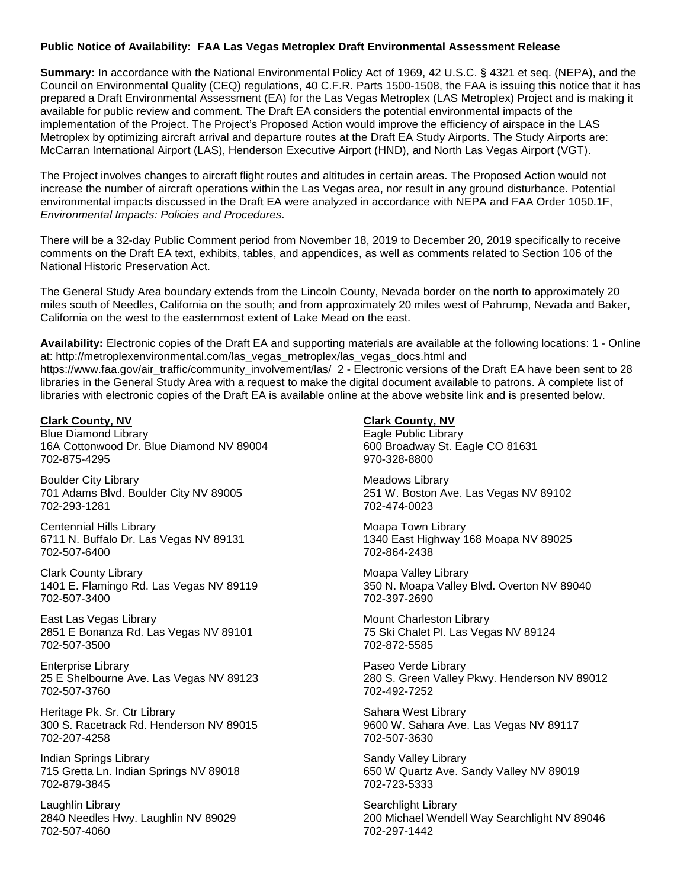**Public Notice of Availability: FAA Las Vegas Metroplex Draft Environmental Assessment Release**

**Summary:** In accordance with the National Environmental Policy Act of 1969, 42 U.S.C. § 4321 et seq. (NEPA), and the Council on Environmental Quality (CEQ) regulations, 40 C.F.R. Parts 1500-1508, the FAA is issuing this notice that it has prepared a Draft Environmental Assessment (EA) for the Las Vegas Metroplex (LAS Metroplex) Project and is making it available for public review and comment. The Draft EA considers the potential environmental impacts of the implementation of the Project. The Project's Proposed Action would improve the efficiency of airspace in the LAS Metroplex by optimizing aircraft arrival and departure routes at the Draft EA Study Airports. The Study Airports are: McCarran International Airport (LAS), Henderson Executive Airport (HND), and North Las Vegas Airport (VGT).

The Project involves changes to aircraft flight routes and altitudes in certain areas. The Proposed Action would not increase the number of aircraft operations within the Las Vegas area, nor result in any ground disturbance. Potential environmental impacts discussed in the Draft EA were analyzed in accordance with NEPA and FAA Order 1050.1F, *Environmental Impacts: Policies and Procedures*.

There will be a 32-day Public Comment period from November 18, 2019 to December 20, 2019 specifically to receive comments on the Draft EA text, exhibits, tables, and appendices, as well as comments related to Section 106 of the National Historic Preservation Act.

The General Study Area boundary extends from the Lincoln County, Nevada border on the north to approximately 20 miles south of Needles, California on the south; and from approximately 20 miles west of Pahrump, Nevada and Baker, California on the west to the easternmost extent of Lake Mead on the east.

**Availability:** Electronic copies of the Draft EA and supporting materials are available at the following locations: 1 - Online at: http://metroplexenvironmental.com/las_vegas_metroplex/las_vegas_docs.html and https://www.faa.gov/air_traffic/community_involvement/las/ 2 - Electronic versions of the Draft EA have been sent to 28 libraries in the General Study Area with a request to make the digital document available to patrons. A complete list of libraries with electronic copies of the Draft EA is available online at the above website link and is presented below.

**Clark County, NV**

Blue Diamond Library
16A Cottonwood Dr. Blue Diamond NV 89004
702-875-4295

Boulder City Library
701 Adams Blvd. Boulder City NV 89005
702-293-1281

Centennial Hills Library
6711 N. Buffalo Dr. Las Vegas NV 89131
702-507-6400

Clark County Library
1401 E. Flamingo Rd. Las Vegas NV 89119
702-507-3400

East Las Vegas Library
2851 E Bonanza Rd. Las Vegas NV 89101
702-507-3500

Enterprise Library
25 E Shelbourne Ave. Las Vegas NV 89123
702-507-3760

Heritage Pk. Sr. Ctr Library
300 S. Racetrack Rd. Henderson NV 89015
702-207-4258

Indian Springs Library
715 Gretta Ln. Indian Springs NV 89018
702-879-3845

Laughlin Library
2840 Needles Hwy. Laughlin NV 89029
702-507-4060

**Clark County, NV**

Eagle Public Library
600 Broadway St. Eagle CO 81631
970-328-8800

Meadows Library
251 W. Boston Ave. Las Vegas NV 89102
702-474-0023

Moapa Town Library
1340 East Highway 168 Moapa NV 89025
702-864-2438

Moapa Valley Library
350 N. Moapa Valley Blvd. Overton NV 89040
702-397-2690

Mount Charleston Library
75 Ski Chalet Pl. Las Vegas NV 89124
702-872-5585

Paseo Verde Library
280 S. Green Valley Pkwy. Henderson NV 89012
702-492-7252

Sahara West Library
9600 W. Sahara Ave. Las Vegas NV 89117
702-507-3630

Sandy Valley Library
650 W Quartz Ave. Sandy Valley NV 89019
702-723-5333

Searchlight Library
200 Michael Wendell Way Searchlight NV 89046
702-297-1442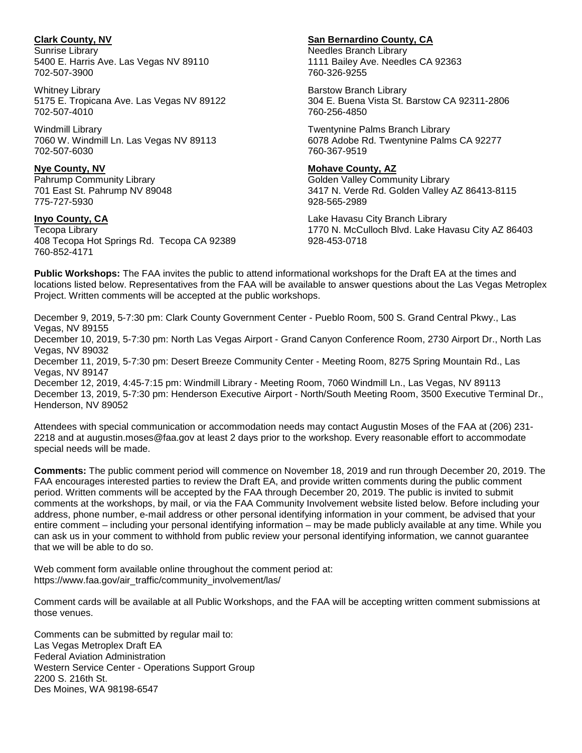**Clark County, NV**
Sunrise Library
5400 E. Harris Ave. Las Vegas NV 89110
702-507-3900

Whitney Library
5175 E. Tropicana Ave. Las Vegas NV 89122
702-507-4010

Windmill Library
7060 W. Windmill Ln. Las Vegas NV 89113
702-507-6030

**Nye County, NV**
Pahrump Community Library
701 East St. Pahrump NV 89048
775-727-5930

**Inyo County, CA**
Tecopa Library
408 Tecopa Hot Springs Rd. Tecopa CA 92389
760-852-4171

**San Bernardino County, CA**
Needles Branch Library
1111 Bailey Ave. Needles CA 92363
760-326-9255

Barstow Branch Library
304 E. Buena Vista St. Barstow CA 92311-2806
760-256-4850

Twentynine Palms Branch Library
6078 Adobe Rd. Twentynine Palms CA 92277
760-367-9519

**Mohave County, AZ**
Golden Valley Community Library
3417 N. Verde Rd. Golden Valley AZ 86413-8115
928-565-2989

Lake Havasu City Branch Library
1770 N. McCulloch Blvd. Lake Havasu City AZ 86403
928-453-0718

**Public Workshops:** The FAA invites the public to attend informational workshops for the Draft EA at the times and locations listed below. Representatives from the FAA will be available to answer questions about the Las Vegas Metroplex Project. Written comments will be accepted at the public workshops.

December 9, 2019, 5-7:30 pm: Clark County Government Center - Pueblo Room, 500 S. Grand Central Pkwy., Las Vegas, NV 89155
December 10, 2019, 5-7:30 pm: North Las Vegas Airport - Grand Canyon Conference Room, 2730 Airport Dr., North Las Vegas, NV 89032
December 11, 2019, 5-7:30 pm: Desert Breeze Community Center - Meeting Room, 8275 Spring Mountain Rd., Las Vegas, NV 89147
December 12, 2019, 4:45-7:15 pm: Windmill Library - Meeting Room, 7060 Windmill Ln., Las Vegas, NV 89113
December 13, 2019, 5-7:30 pm: Henderson Executive Airport - North/South Meeting Room, 3500 Executive Terminal Dr., Henderson, NV 89052

Attendees with special communication or accommodation needs may contact Augustin Moses of the FAA at (206) 231-2218 and at augustin.moses@faa.gov at least 2 days prior to the workshop. Every reasonable effort to accommodate special needs will be made.

**Comments:** The public comment period will commence on November 18, 2019 and run through December 20, 2019. The FAA encourages interested parties to review the Draft EA, and provide written comments during the public comment period. Written comments will be accepted by the FAA through December 20, 2019. The public is invited to submit comments at the workshops, by mail, or via the FAA Community Involvement website listed below. Before including your address, phone number, e-mail address or other personal identifying information in your comment, be advised that your entire comment – including your personal identifying information – may be made publicly available at any time. While you can ask us in your comment to withhold from public review your personal identifying information, we cannot guarantee that we will be able to do so.

Web comment form available online throughout the comment period at:
https://www.faa.gov/air_traffic/community_involvement/las/

Comment cards will be available at all Public Workshops, and the FAA will be accepting written comment submissions at those venues.

Comments can be submitted by regular mail to:
Las Vegas Metroplex Draft EA
Federal Aviation Administration
Western Service Center - Operations Support Group
2200 S. 216th St.
Des Moines, WA 98198-6547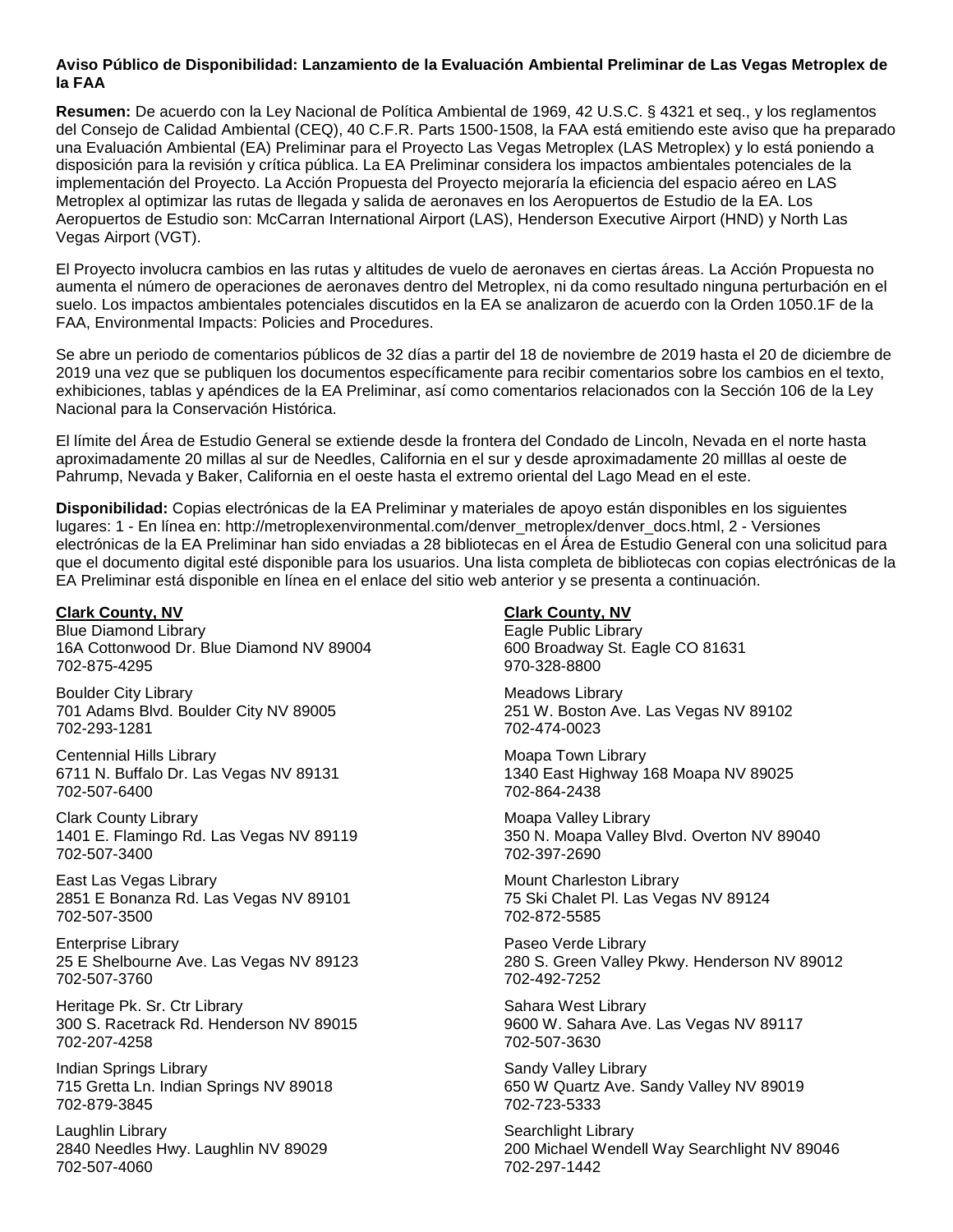**Aviso Público de Disponibilidad: Lanzamiento de la Evaluación Ambiental Preliminar de Las Vegas Metroplex de la FAA**

**Resumen:** De acuerdo con la Ley Nacional de Política Ambiental de 1969, 42 U.S.C. § 4321 et seq., y los reglamentos del Consejo de Calidad Ambiental (CEQ), 40 C.F.R. Parts 1500-1508, la FAA está emitiendo este aviso que ha preparado una Evaluación Ambiental (EA) Preliminar para el Proyecto Las Vegas Metroplex (LAS Metroplex) y lo está poniendo a disposición para la revisión y crítica pública. La EA Preliminar considera los impactos ambientales potenciales de la implementación del Proyecto. La Acción Propuesta del Proyecto mejoraría la eficiencia del espacio aéreo en LAS Metroplex al optimizar las rutas de llegada y salida de aeronaves en los Aeropuertos de Estudio de la EA. Los Aeropuertos de Estudio son: McCarran International Airport (LAS), Henderson Executive Airport (HND) y North Las Vegas Airport (VGT).

El Proyecto involucra cambios en las rutas y altitudes de vuelo de aeronaves en ciertas áreas. La Acción Propuesta no aumenta el número de operaciones de aeronaves dentro del Metroplex, ni da como resultado ninguna perturbación en el suelo. Los impactos ambientales potenciales discutidos en la EA se analizaron de acuerdo con la Orden 1050.1F de la FAA, Environmental Impacts: Policies and Procedures.

Se abre un periodo de comentarios públicos de 32 días a partir del 18 de noviembre de 2019 hasta el 20 de diciembre de 2019 una vez que se publiquen los documentos específicamente para recibir comentarios sobre los cambios en el texto, exhibiciones, tablas y apéndices de la EA Preliminar, así como comentarios relacionados con la Sección 106 de la Ley Nacional para la Conservación Histórica.

El límite del Área de Estudio General se extiende desde la frontera del Condado de Lincoln, Nevada en el norte hasta aproximadamente 20 millas al sur de Needles, California en el sur y desde aproximadamente 20 milllas al oeste de Pahrump, Nevada y Baker, California en el oeste hasta el extremo oriental del Lago Mead en el este.

**Disponibilidad:** Copias electrónicas de la EA Preliminar y materiales de apoyo están disponibles en los siguientes lugares: 1 - En línea en: http://metroplexenvironmental.com/denver_metroplex/denver_docs.html, 2 - Versiones electrónicas de la EA Preliminar han sido enviadas a 28 bibliotecas en el Área de Estudio General con una solicitud para que el documento digital esté disponible para los usuarios. Una lista completa de bibliotecas con copias electrónicas de la EA Preliminar está disponible en línea en el enlace del sitio web anterior y se presenta a continuación.

**Clark County, NV**

Blue Diamond Library
16A Cottonwood Dr. Blue Diamond NV 89004
702-875-4295

Boulder City Library
701 Adams Blvd. Boulder City NV 89005
702-293-1281

Centennial Hills Library
6711 N. Buffalo Dr. Las Vegas NV 89131
702-507-6400

Clark County Library
1401 E. Flamingo Rd. Las Vegas NV 89119
702-507-3400

East Las Vegas Library
2851 E Bonanza Rd. Las Vegas NV 89101
702-507-3500

Enterprise Library
25 E Shelbourne Ave. Las Vegas NV 89123
702-507-3760

Heritage Pk. Sr. Ctr Library
300 S. Racetrack Rd. Henderson NV 89015
702-207-4258

Indian Springs Library
715 Gretta Ln. Indian Springs NV 89018
702-879-3845

Laughlin Library
2840 Needles Hwy. Laughlin NV 89029
702-507-4060

**Clark County, NV**

Eagle Public Library
600 Broadway St. Eagle CO 81631
970-328-8800

Meadows Library
251 W. Boston Ave. Las Vegas NV 89102
702-474-0023

Moapa Town Library
1340 East Highway 168 Moapa NV 89025
702-864-2438

Moapa Valley Library
350 N. Moapa Valley Blvd. Overton NV 89040
702-397-2690

Mount Charleston Library
75 Ski Chalet Pl. Las Vegas NV 89124
702-872-5585

Paseo Verde Library
280 S. Green Valley Pkwy. Henderson NV 89012
702-492-7252

Sahara West Library
9600 W. Sahara Ave. Las Vegas NV 89117
702-507-3630

Sandy Valley Library
650 W Quartz Ave. Sandy Valley NV 89019
702-723-5333

Searchlight Library
200 Michael Wendell Way Searchlight NV 89046
702-297-1442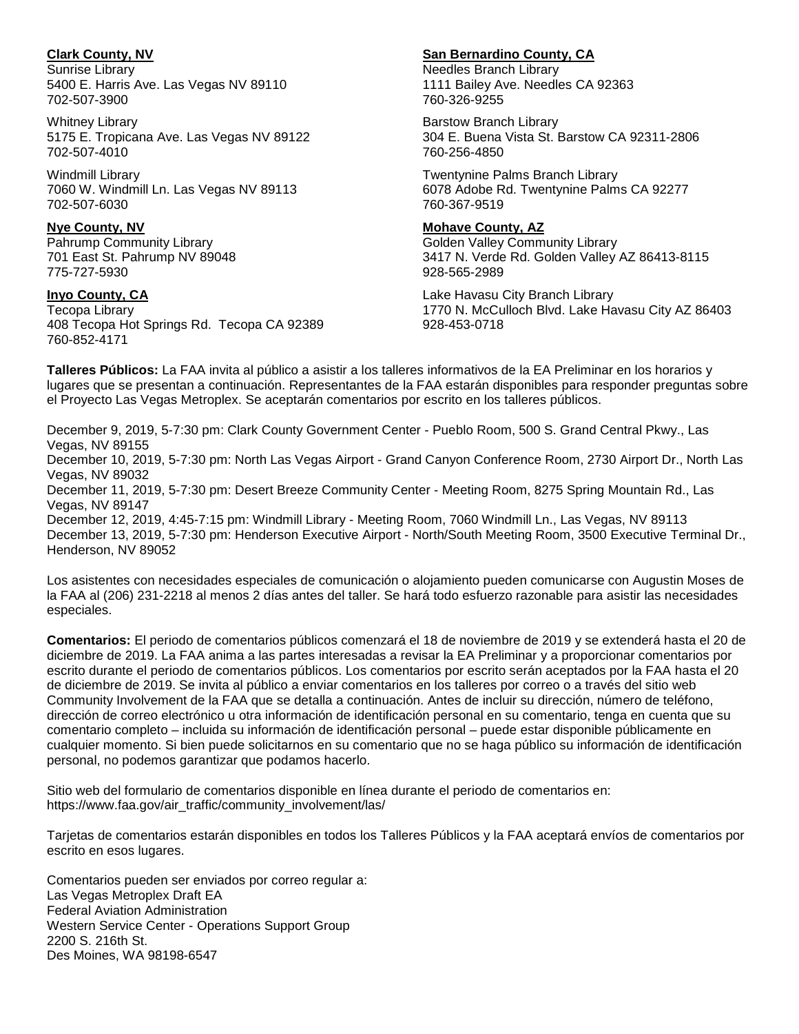**Clark County, NV**
Sunrise Library
5400 E. Harris Ave. Las Vegas NV 89110
702-507-3900

Whitney Library
5175 E. Tropicana Ave. Las Vegas NV 89122
702-507-4010

Windmill Library
7060 W. Windmill Ln. Las Vegas NV 89113
702-507-6030

**Nye County, NV**
Pahrump Community Library
701 East St. Pahrump NV 89048
775-727-5930

**Inyo County, CA**
Tecopa Library
408 Tecopa Hot Springs Rd. Tecopa CA 92389
760-852-4171

**San Bernardino County, CA**
Needles Branch Library
1111 Bailey Ave. Needles CA 92363
760-326-9255

Barstow Branch Library
304 E. Buena Vista St. Barstow CA 92311-2806
760-256-4850

Twentynine Palms Branch Library
6078 Adobe Rd. Twentynine Palms CA 92277
760-367-9519

**Mohave County, AZ**
Golden Valley Community Library
3417 N. Verde Rd. Golden Valley AZ 86413-8115
928-565-2989

Lake Havasu City Branch Library
1770 N. McCulloch Blvd. Lake Havasu City AZ 86403
928-453-0718

**Talleres Públicos:** La FAA invita al público a asistir a los talleres informativos de la EA Preliminar en los horarios y lugares que se presentan a continuación. Representantes de la FAA estarán disponibles para responder preguntas sobre el Proyecto Las Vegas Metroplex. Se aceptarán comentarios por escrito en los talleres públicos.

December 9, 2019, 5-7:30 pm: Clark County Government Center - Pueblo Room, 500 S. Grand Central Pkwy., Las Vegas, NV 89155
December 10, 2019, 5-7:30 pm: North Las Vegas Airport - Grand Canyon Conference Room, 2730 Airport Dr., North Las Vegas, NV 89032
December 11, 2019, 5-7:30 pm: Desert Breeze Community Center - Meeting Room, 8275 Spring Mountain Rd., Las Vegas, NV 89147
December 12, 2019, 4:45-7:15 pm: Windmill Library - Meeting Room, 7060 Windmill Ln., Las Vegas, NV 89113
December 13, 2019, 5-7:30 pm: Henderson Executive Airport - North/South Meeting Room, 3500 Executive Terminal Dr., Henderson, NV 89052

Los asistentes con necesidades especiales de comunicación o alojamiento pueden comunicarse con Augustin Moses de la FAA al (206) 231-2218 al menos 2 días antes del taller. Se hará todo esfuerzo razonable para asistir las necesidades especiales.

**Comentarios:** El periodo de comentarios públicos comenzará el 18 de noviembre de 2019 y se extenderá hasta el 20 de diciembre de 2019. La FAA anima a las partes interesadas a revisar la EA Preliminar y a proporcionar comentarios por escrito durante el periodo de comentarios públicos. Los comentarios por escrito serán aceptados por la FAA hasta el 20 de diciembre de 2019. Se invita al público a enviar comentarios en los talleres por correo o a través del sitio web Community Involvement de la FAA que se detalla a continuación. Antes de incluir su dirección, número de teléfono, dirección de correo electrónico u otra información de identificación personal en su comentario, tenga en cuenta que su comentario completo – incluida su información de identificación personal – puede estar disponible públicamente en cualquier momento. Si bien puede solicitarnos en su comentario que no se haga público su información de identificación personal, no podemos garantizar que podamos hacerlo.

Sitio web del formulario de comentarios disponible en línea durante el periodo de comentarios en:
https://www.faa.gov/air_traffic/community_involvement/las/

Tarjetas de comentarios estarán disponibles en todos los Talleres Públicos y la FAA aceptará envíos de comentarios por escrito en esos lugares.

Comentarios pueden ser enviados por correo regular a:
Las Vegas Metroplex Draft EA
Federal Aviation Administration
Western Service Center - Operations Support Group
2200 S. 216th St.
Des Moines, WA 98198-6547